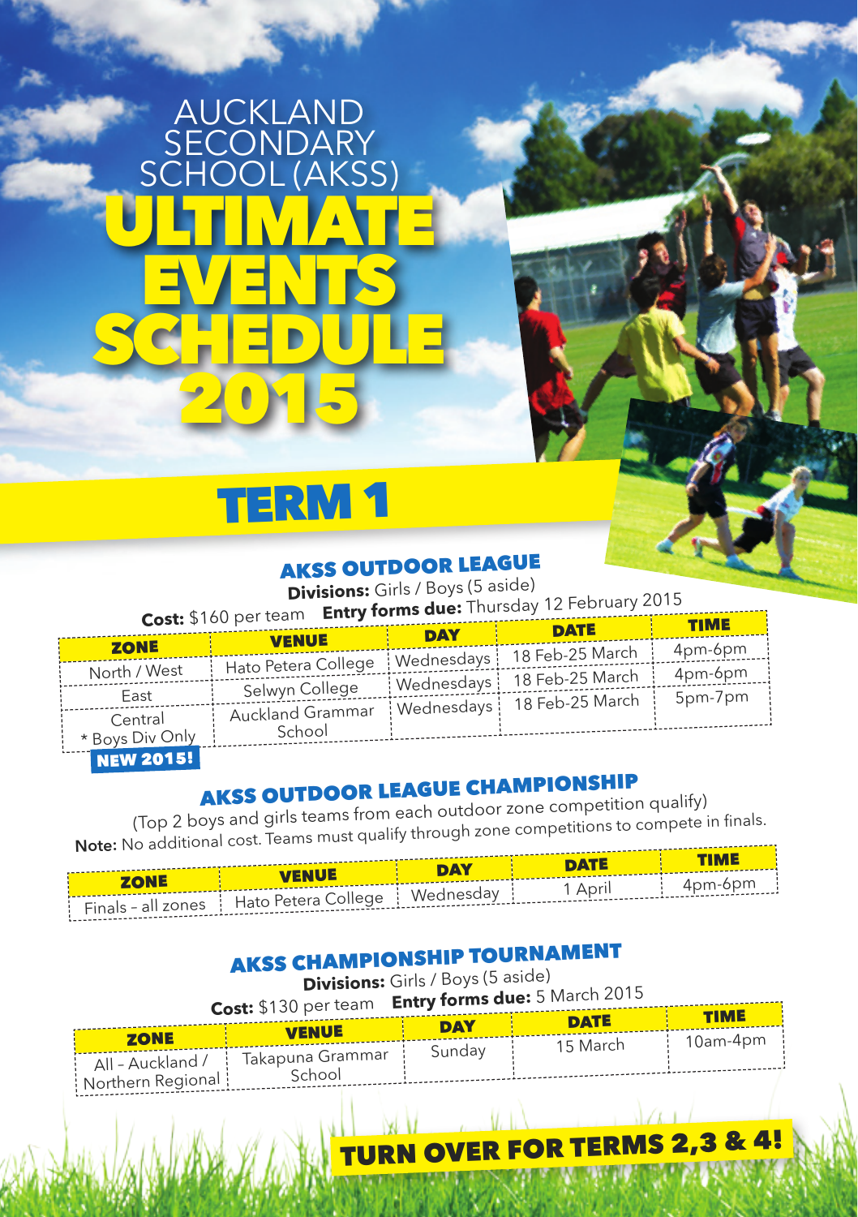# AUCKLAND SECONDARY SCHOOL (AKSS) ULTIMATE EVENTS SCHEDULE 2015

## TERM 1

### AKSS OUTDOOR LEAGUE

**Divisions:** Girls / Boys (5 aside)

**Cost:** $160 per team **Entry forms due:** Thursday 12 February 2015

| ZONE | VENUE | DAY | DATE | TIME |
|---|---|---|---|---|
| North / West | Hato Petera College | Wednesdays | 18 Feb-25 March | 4pm-6pm |
| East | Selwyn College | Wednesdays | 18 Feb-25 March | 4pm-6pm |
| Central * Boys Div Only **NEW 2015!** | Auckland Grammar School | Wednesdays | 18 Feb-25 March | 5pm-7pm |

### AKSS OUTDOOR LEAGUE CHAMPIONSHIP

(Top 2 boys and girls teams from each outdoor zone competition qualify)

**Note:** No additional cost. Teams must qualify through zone competitions to compete in finals.

| ZONE | VENUE | DAY | DATE | TIME |
|---|---|---|---|---|
| Finals - all zones | Hato Petera College | Wednesday | 1 April | 4pm-6pm |

### AKSS CHAMPIONSHIP TOURNAMENT

**Divisions:** Girls / Boys (5 aside)

**Cost:** $130 per team **Entry forms due:** 5 March 2015

| ZONE | VENUE | DAY | DATE | TIME |
|---|---|---|---|---|
| All - Auckland / Northern Regional | Takapuna Grammar School | Sunday | 15 March | 10am-4pm |

**TURN OVER FOR TERMS 2,3 & 4!**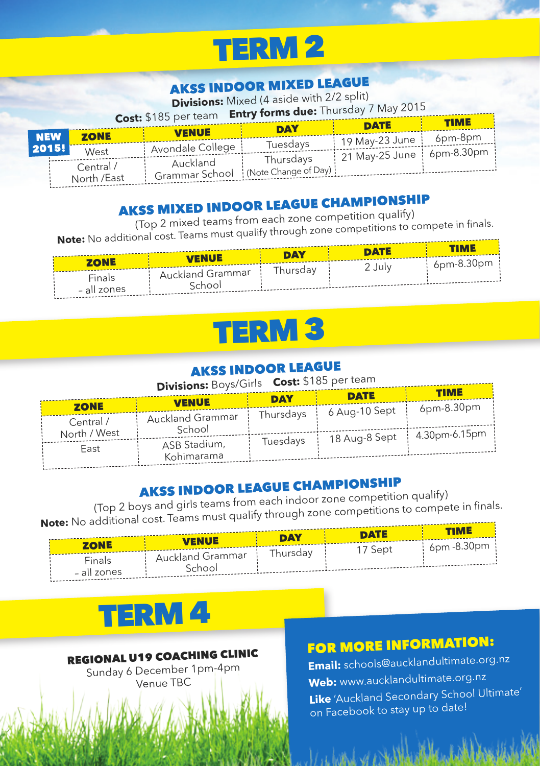# TERM 2

## AKSS INDOOR MIXED LEAGUE

**Divisions:** Mixed (4 aside with 2/2 split)

**Cost:** $185 per team **Entry forms due:** Thursday 7 May 2015

NEW 2015!

| ZONE | VENUE | DAY | DATE | TIME |
|---|---|---|---|---|
| West | Avondale College | Tuesdays | 19 May-23 June | 6pm-8pm |
| Central / North /East | Auckland Grammar School | Thursdays (Note Change of Day) | 21 May-25 June | 6pm-8.30pm |

## AKSS MIXED INDOOR LEAGUE CHAMPIONSHIP

(Top 2 mixed teams from each zone competition qualify)

**Note:** No additional cost. Teams must qualify through zone competitions to compete in finals.

| ZONE | VENUE | DAY | DATE | TIME |
|---|---|---|---|---|
| Finals – all zones | Auckland Grammar School | Thursday | 2 July | 6pm-8.30pm |

# TERM 3

## AKSS INDOOR LEAGUE

**Divisions:** Boys/Girls **Cost:** $185 per team

| ZONE | VENUE | DAY | DATE | TIME |
|---|---|---|---|---|
| Central / North / West | Auckland Grammar School | Thursdays | 6 Aug-10 Sept | 6pm-8.30pm |
| East | ASB Stadium, Kohimarama | Tuesdays | 18 Aug-8 Sept | 4.30pm-6.15pm |

## AKSS INDOOR LEAGUE CHAMPIONSHIP

(Top 2 boys and girls teams from each indoor zone competition qualify)

**Note:** No additional cost. Teams must qualify through zone competitions to compete in finals.

| ZONE | VENUE | DAY | DATE | TIME |
|---|---|---|---|---|
| Finals – all zones | Auckland Grammar School | Thursday | 17 Sept | 6pm -8.30pm |

# TERM 4

## REGIONAL U19 COACHING CLINIC

Sunday 6 December 1pm-4pm

Venue TBC

## FOR MORE INFORMATION:

**Email:** schools@aucklandultimate.org.nz

**Web:** www.aucklandultimate.org.nz

**Like** 'Auckland Secondary School Ultimate' on Facebook to stay up to date!